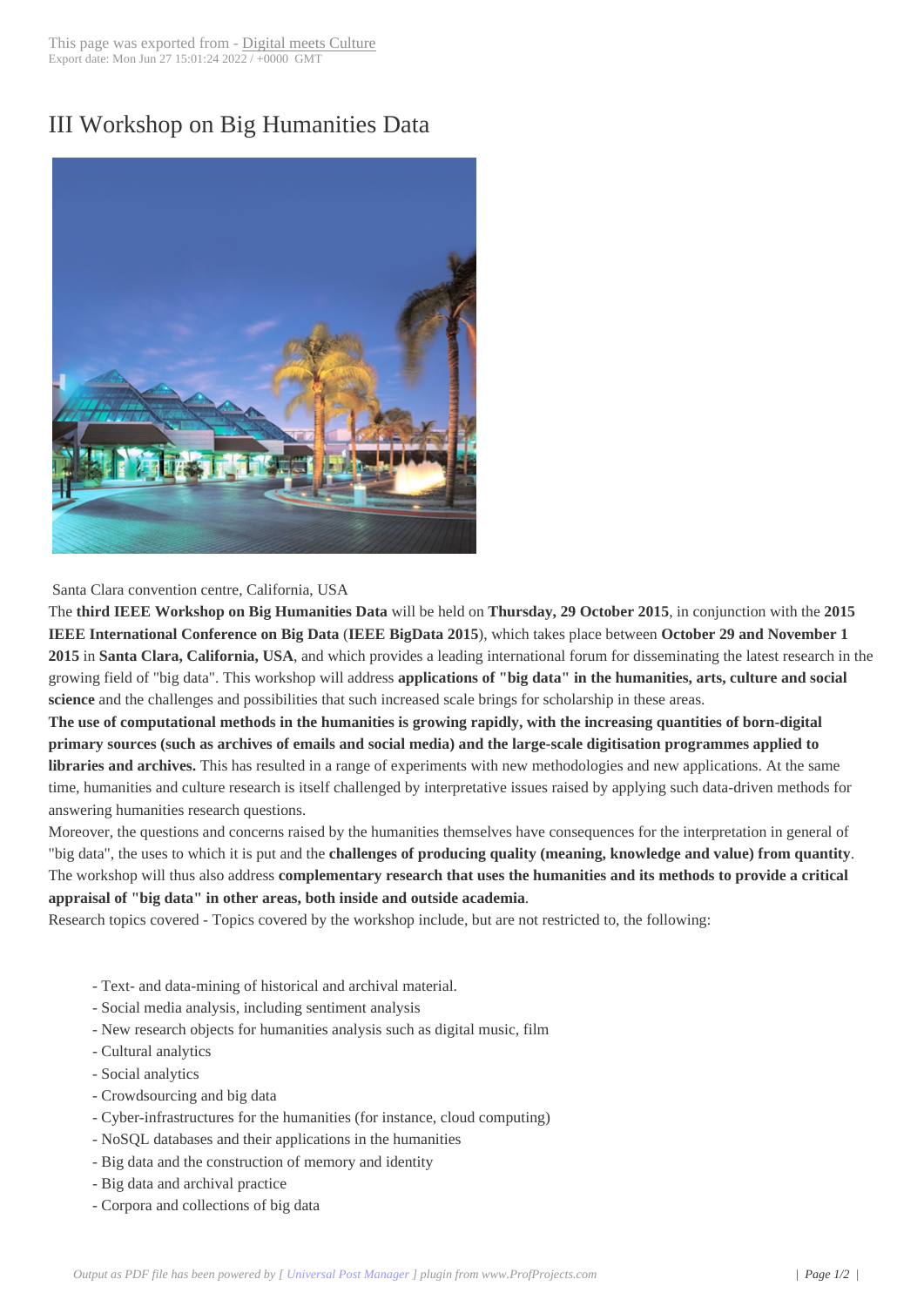# III Workshop on Big Humanities Data

Santa Clara convention centre, California, USA

The **third IEEE Workshop on Big Humanities Data** will be held on **Thursday, 29 October 2015**, in conjunction with the **2015 IEEE International Conference on Big Data** (**IEEE BigData 2015**), which takes place between **October 29 and November 1 2015** in **Santa Clara, California, USA**, and which provides a leading international forum for disseminating the latest research in the growing field of "big data". This workshop will address **applications of "big data" in the humanities, arts, culture and social science** and the challenges and possibilities that such increased scale brings for scholarship in these areas.

**The use of computational methods in the humanities is growing rapidly, with the increasing quantities of born-digital primary sources (such as archives of emails and social media) and the large-scale digitisation programmes applied to libraries and archives.** This has resulted in a range of experiments with new methodologies and new applications. At the same time, humanities and culture research is itself challenged by interpretative issues raised by applying such data-driven methods for answering humanities research questions.

Moreover, the questions and concerns raised by the humanities themselves have consequences for the interpretation in general of "big data", the uses to which it is put and the **challenges of producing quality (meaning, knowledge and value) from quantity**. The workshop will thus also address **complementary research that uses the humanities and its methods to provide a critical appraisal of "big data" in other areas, both inside and outside academia**.

Research topics covered - Topics covered by the workshop include, but are not restricted to, the following:

- Text- and data-mining of historical and archival material.
- Social media analysis, including sentiment analysis
- New research objects for humanities analysis such as digital music, film
- Cultural analytics
- Social analytics
- Crowdsourcing and big data
- Cyber-infrastructures for the humanities (for instance, cloud computing)
- NoSQL databases and their applications in the humanities
- Big data and the construction of memory and identity
- Big data and archival practice
- Corpora and collections of big data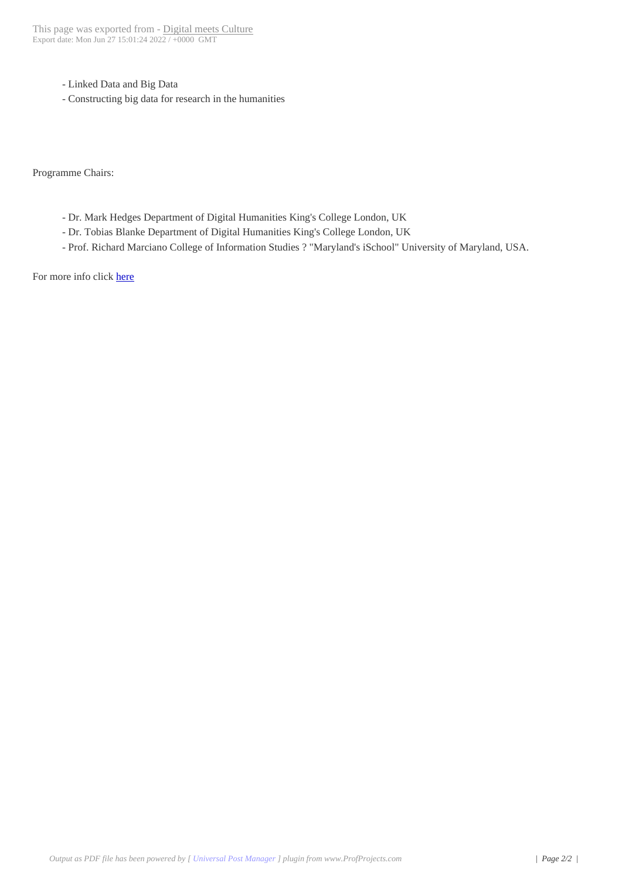- Linked Data and Big Data
- Constructing big data for research in the humanities

Programme Chairs:

- Dr. Mark Hedges Department of Digital Humanities King's College London, UK
- Dr. Tobias Blanke Department of Digital Humanities King's College London, UK
- Prof. Richard Marciano College of Information Studies ? "Maryland's iSchool" University of Maryland, USA.

For more info click here